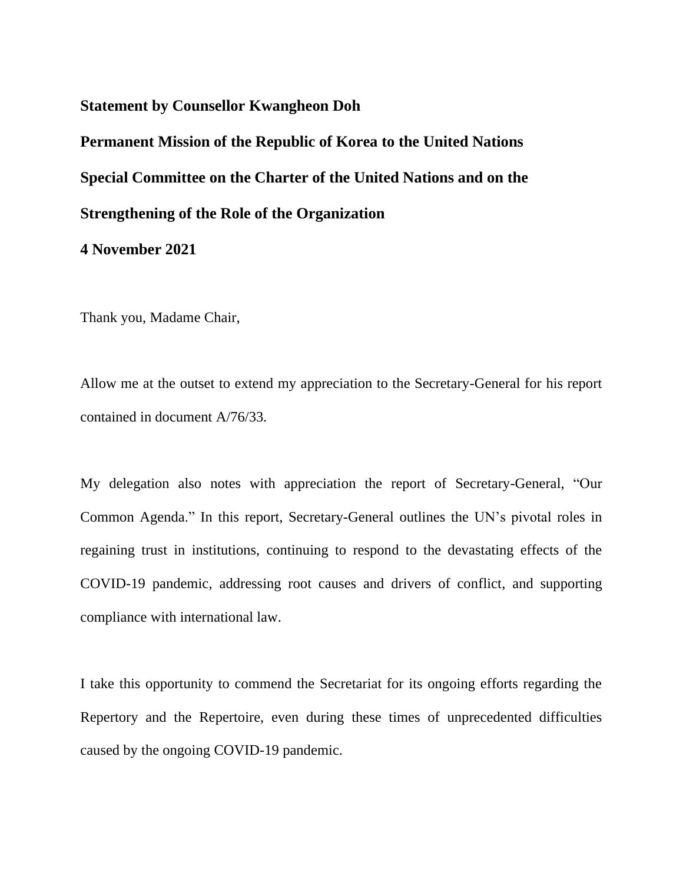**Statement by Counsellor Kwangheon Doh**

**Permanent Mission of the Republic of Korea to the United Nations**

**Special Committee on the Charter of the United Nations and on the Strengthening of the Role of the Organization**

**4 November 2021**

Thank you, Madame Chair,

Allow me at the outset to extend my appreciation to the Secretary-General for his report contained in document A/76/33.

My delegation also notes with appreciation the report of Secretary-General, "Our Common Agenda." In this report, Secretary-General outlines the UN's pivotal roles in regaining trust in institutions, continuing to respond to the devastating effects of the COVID-19 pandemic, addressing root causes and drivers of conflict, and supporting compliance with international law.

I take this opportunity to commend the Secretariat for its ongoing efforts regarding the Repertory and the Repertoire, even during these times of unprecedented difficulties caused by the ongoing COVID-19 pandemic.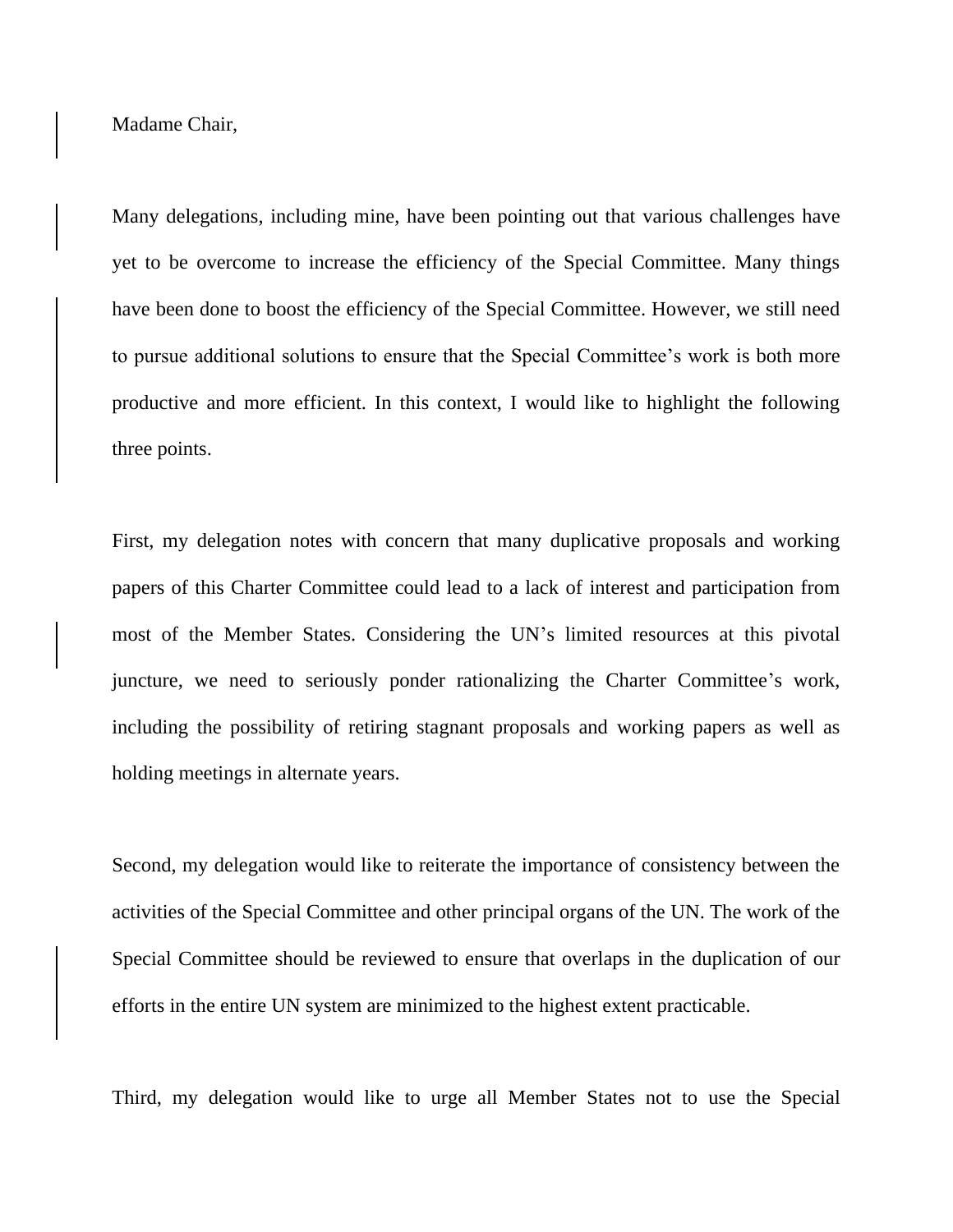Madame Chair,

Many delegations, including mine, have been pointing out that various challenges have yet to be overcome to increase the efficiency of the Special Committee. Many things have been done to boost the efficiency of the Special Committee. However, we still need to pursue additional solutions to ensure that the Special Committee's work is both more productive and more efficient. In this context, I would like to highlight the following three points.

First, my delegation notes with concern that many duplicative proposals and working papers of this Charter Committee could lead to a lack of interest and participation from most of the Member States. Considering the UN's limited resources at this pivotal juncture, we need to seriously ponder rationalizing the Charter Committee's work, including the possibility of retiring stagnant proposals and working papers as well as holding meetings in alternate years.

Second, my delegation would like to reiterate the importance of consistency between the activities of the Special Committee and other principal organs of the UN. The work of the Special Committee should be reviewed to ensure that overlaps in the duplication of our efforts in the entire UN system are minimized to the highest extent practicable.

Third, my delegation would like to urge all Member States not to use the Special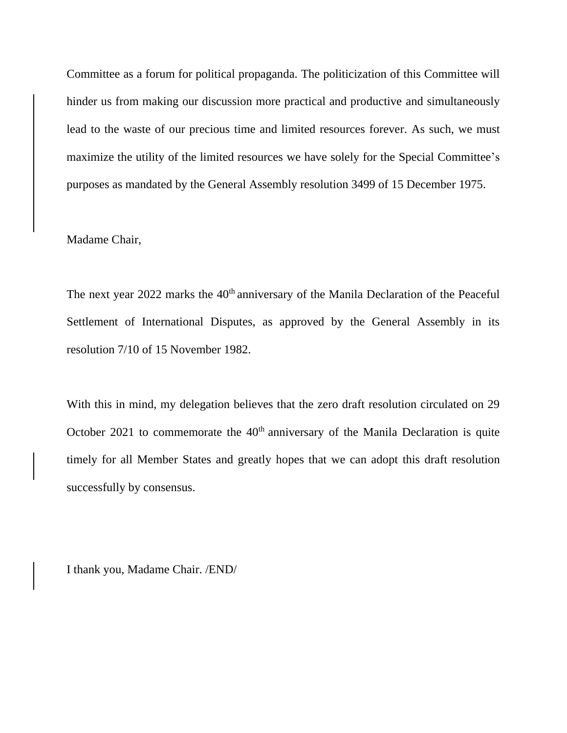Committee as a forum for political propaganda. The politicization of this Committee will hinder us from making our discussion more practical and productive and simultaneously lead to the waste of our precious time and limited resources forever. As such, we must maximize the utility of the limited resources we have solely for the Special Committee's purposes as mandated by the General Assembly resolution 3499 of 15 December 1975.

Madame Chair,

The next year 2022 marks the 40th anniversary of the Manila Declaration of the Peaceful Settlement of International Disputes, as approved by the General Assembly in its resolution 7/10 of 15 November 1982.

With this in mind, my delegation believes that the zero draft resolution circulated on 29 October 2021 to commemorate the 40th anniversary of the Manila Declaration is quite timely for all Member States and greatly hopes that we can adopt this draft resolution successfully by consensus.

I thank you, Madame Chair. /END/